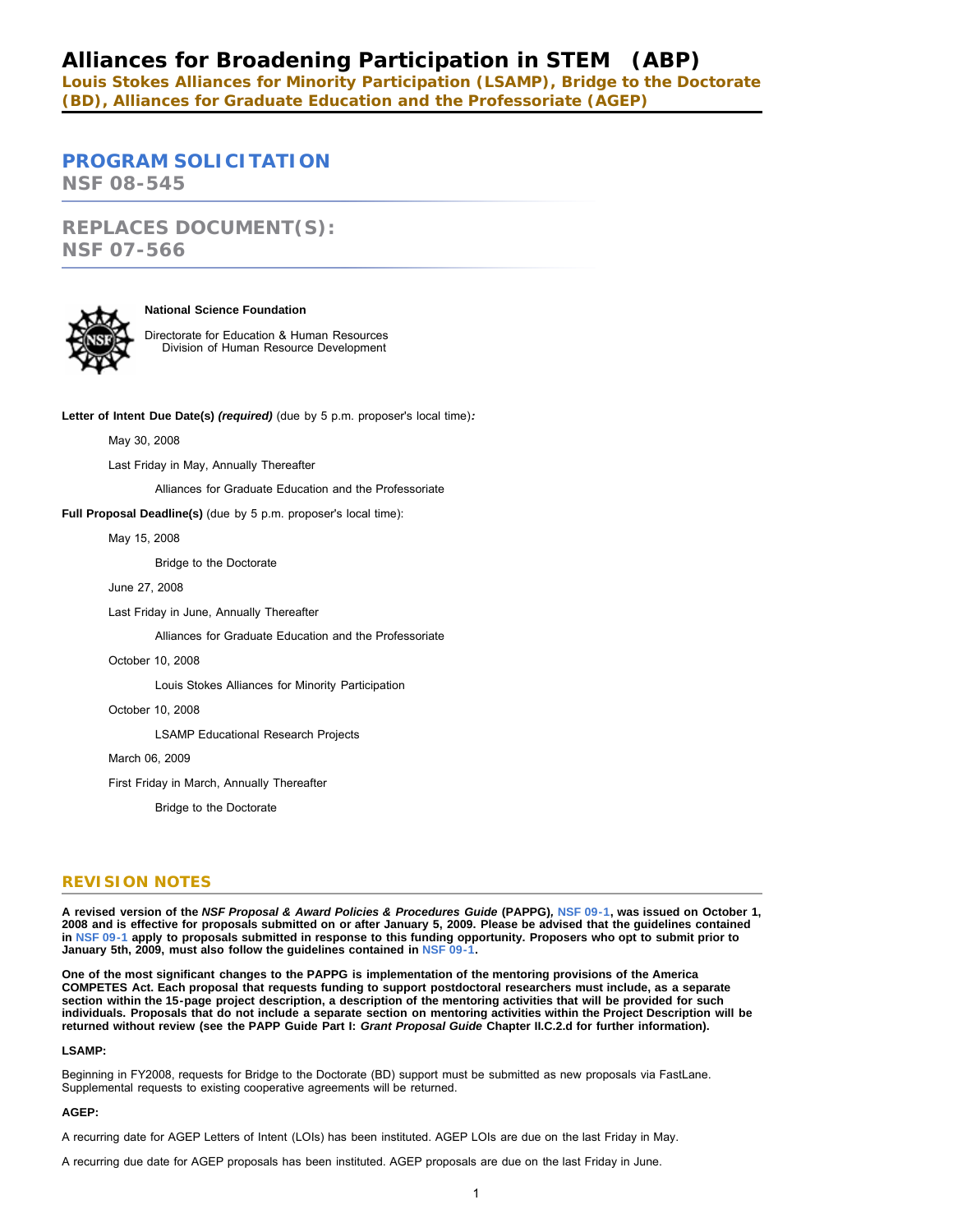# Alliances for Broadening Participation in STEM (ABP)

**Louis Stokes Alliances for Minority Participation (LSAMP), Bridge to the Doctorate (BD), Alliances for Graduate Education and the Professoriate (AGEP)**

## PROGRAM SOLICITATION
**NSF 08-545**

## REPLACES DOCUMENT(S):
**NSF 07-566**

**National Science Foundation**

Directorate for Education & Human Resources
    Division of Human Resource Development

**Letter of Intent Due Date(s)** ***(required)*** (due by 5 p.m. proposer's local time)***:***

May 30, 2008

Last Friday in May, Annually Thereafter

Alliances for Graduate Education and the Professoriate

**Full Proposal Deadline(s)** (due by 5 p.m. proposer's local time):

May 15, 2008

Bridge to the Doctorate

June 27, 2008

Last Friday in June, Annually Thereafter

Alliances for Graduate Education and the Professoriate

October 10, 2008

Louis Stokes Alliances for Minority Participation

October 10, 2008

LSAMP Educational Research Projects

March 06, 2009

First Friday in March, Annually Thereafter

Bridge to the Doctorate

## REVISION NOTES

**A revised version of the *NSF Proposal & Award Policies & Procedures Guide* (PAPPG), NSF 09-1, was issued on October 1, 2008 and is effective for proposals submitted on or after January 5, 2009. Please be advised that the guidelines contained in NSF 09-1 apply to proposals submitted in response to this funding opportunity. Proposers who opt to submit prior to January 5th, 2009, must also follow the guidelines contained in NSF 09-1.**

**One of the most significant changes to the PAPPG is implementation of the mentoring provisions of the America COMPETES Act. Each proposal that requests funding to support postdoctoral researchers must include, as a separate section within the 15-page project description, a description of the mentoring activities that will be provided for such individuals. Proposals that do not include a separate section on mentoring activities within the Project Description will be returned without review (see the PAPP Guide Part I: *Grant Proposal Guide* Chapter II.C.2.d for further information).**

**LSAMP:**

Beginning in FY2008, requests for Bridge to the Doctorate (BD) support must be submitted as new proposals via FastLane. Supplemental requests to existing cooperative agreements will be returned.

**AGEP:**

A recurring date for AGEP Letters of Intent (LOIs) has been instituted. AGEP LOIs are due on the last Friday in May.

A recurring due date for AGEP proposals has been instituted. AGEP proposals are due on the last Friday in June.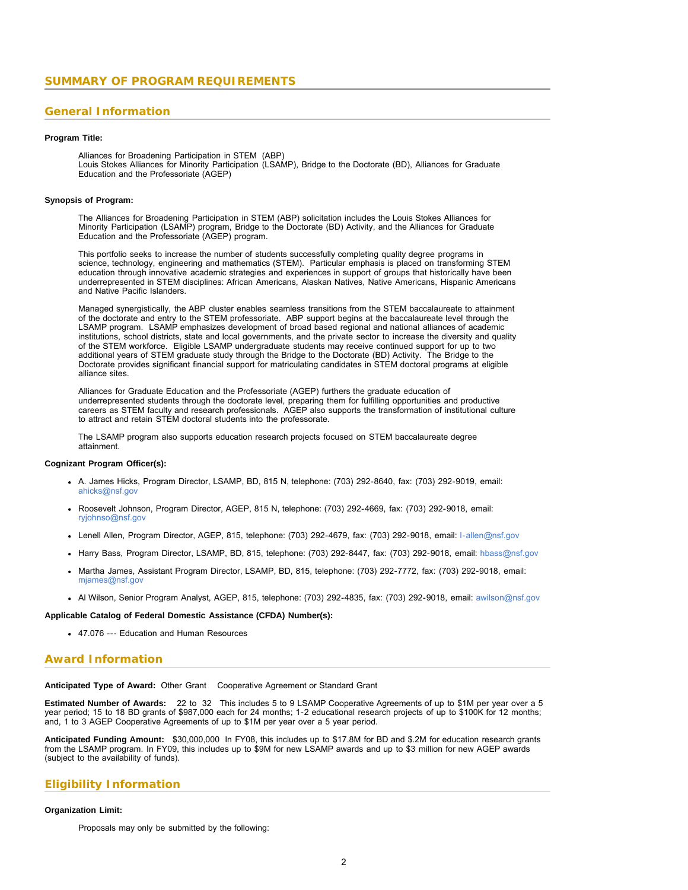## SUMMARY OF PROGRAM REQUIREMENTS

### General Information

**Program Title:**

Alliances for Broadening Participation in STEM (ABP)
Louis Stokes Alliances for Minority Participation (LSAMP), Bridge to the Doctorate (BD), Alliances for Graduate Education and the Professoriate (AGEP)

**Synopsis of Program:**

The Alliances for Broadening Participation in STEM (ABP) solicitation includes the Louis Stokes Alliances for Minority Participation (LSAMP) program, Bridge to the Doctorate (BD) Activity, and the Alliances for Graduate Education and the Professoriate (AGEP) program.

This portfolio seeks to increase the number of students successfully completing quality degree programs in science, technology, engineering and mathematics (STEM). Particular emphasis is placed on transforming STEM education through innovative academic strategies and experiences in support of groups that historically have been underrepresented in STEM disciplines: African Americans, Alaskan Natives, Native Americans, Hispanic Americans and Native Pacific Islanders.

Managed synergistically, the ABP cluster enables seamless transitions from the STEM baccalaureate to attainment of the doctorate and entry to the STEM professoriate. ABP support begins at the baccalaureate level through the LSAMP program. LSAMP emphasizes development of broad based regional and national alliances of academic institutions, school districts, state and local governments, and the private sector to increase the diversity and quality of the STEM workforce. Eligible LSAMP undergraduate students may receive continued support for up to two additional years of STEM graduate study through the Bridge to the Doctorate (BD) Activity. The Bridge to the Doctorate provides significant financial support for matriculating candidates in STEM doctoral programs at eligible alliance sites.

Alliances for Graduate Education and the Professoriate (AGEP) furthers the graduate education of underrepresented students through the doctorate level, preparing them for fulfilling opportunities and productive careers as STEM faculty and research professionals. AGEP also supports the transformation of institutional culture to attract and retain STEM doctoral students into the professorate.

The LSAMP program also supports education research projects focused on STEM baccalaureate degree attainment.

**Cognizant Program Officer(s):**

- A. James Hicks, Program Director, LSAMP, BD, 815 N, telephone: (703) 292-8640, fax: (703) 292-9019, email: ahicks@nsf.gov
- Roosevelt Johnson, Program Director, AGEP, 815 N, telephone: (703) 292-4669, fax: (703) 292-9018, email: ryjohnso@nsf.gov
- Lenell Allen, Program Director, AGEP, 815, telephone: (703) 292-4679, fax: (703) 292-9018, email: l-allen@nsf.gov
- Harry Bass, Program Director, LSAMP, BD, 815, telephone: (703) 292-8447, fax: (703) 292-9018, email: hbass@nsf.gov
- Martha James, Assistant Program Director, LSAMP, BD, 815, telephone: (703) 292-7772, fax: (703) 292-9018, email: mjames@nsf.gov
- Al Wilson, Senior Program Analyst, AGEP, 815, telephone: (703) 292-4835, fax: (703) 292-9018, email: awilson@nsf.gov

**Applicable Catalog of Federal Domestic Assistance (CFDA) Number(s):**

- 47.076 --- Education and Human Resources

### Award Information

**Anticipated Type of Award:** Other Grant Cooperative Agreement or Standard Grant

**Estimated Number of Awards:** 22 to 32 This includes 5 to 9 LSAMP Cooperative Agreements of up to $1M per year over a 5 year period; 15 to 18 BD grants of $987,000 each for 24 months; 1-2 educational research projects of up to $100K for 12 months; and, 1 to 3 AGEP Cooperative Agreements of up to $1M per year over a 5 year period.

**Anticipated Funding Amount:** $30,000,000 In FY08, this includes up to $17.8M for BD and $.2M for education research grants from the LSAMP program. In FY09, this includes up to $9M for new LSAMP awards and up to $3 million for new AGEP awards (subject to the availability of funds).

### Eligibility Information

**Organization Limit:**

Proposals may only be submitted by the following: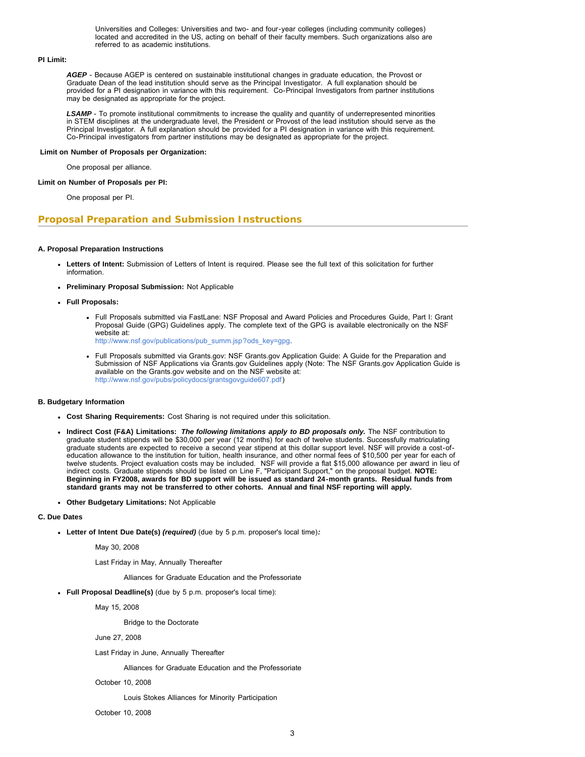Universities and Colleges: Universities and two- and four-year colleges (including community colleges) located and accredited in the US, acting on behalf of their faculty members. Such organizations also are referred to as academic institutions.

**PI Limit:**

***AGEP*** - Because AGEP is centered on sustainable institutional changes in graduate education, the Provost or Graduate Dean of the lead institution should serve as the Principal Investigator. A full explanation should be provided for a PI designation in variance with this requirement. Co-Principal Investigators from partner institutions may be designated as appropriate for the project.

***LSAMP*** - To promote institutional commitments to increase the quality and quantity of underrepresented minorities in STEM disciplines at the undergraduate level, the President or Provost of the lead institution should serve as the Principal Investigator. A full explanation should be provided for a PI designation in variance with this requirement. Co-Principal investigators from partner institutions may be designated as appropriate for the project.

**Limit on Number of Proposals per Organization:**

One proposal per alliance.

**Limit on Number of Proposals per PI:**

One proposal per PI.

## Proposal Preparation and Submission Instructions

**A. Proposal Preparation Instructions**

- **Letters of Intent:** Submission of Letters of Intent is required. Please see the full text of this solicitation for further information.
- **Preliminary Proposal Submission:** Not Applicable
- **Full Proposals:**
  - Full Proposals submitted via FastLane: NSF Proposal and Award Policies and Procedures Guide, Part I: Grant Proposal Guide (GPG) Guidelines apply. The complete text of the GPG is available electronically on the NSF website at: http://www.nsf.gov/publications/pub_summ.jsp?ods_key=gpg.
  - Full Proposals submitted via Grants.gov: NSF Grants.gov Application Guide: A Guide for the Preparation and Submission of NSF Applications via Grants.gov Guidelines apply (Note: The NSF Grants.gov Application Guide is available on the Grants.gov website and on the NSF website at: http://www.nsf.gov/pubs/policydocs/grantsgovguide607.pdf)

**B. Budgetary Information**

- **Cost Sharing Requirements:** Cost Sharing is not required under this solicitation.
- **Indirect Cost (F&A) Limitations:** ***The following limitations apply to BD proposals only.*** The NSF contribution to graduate student stipends will be $30,000 per year (12 months) for each of twelve students. Successfully matriculating graduate students are expected to receive a second year stipend at this dollar support level. NSF will provide a cost-of-education allowance to the institution for tuition, health insurance, and other normal fees of $10,500 per year for each of twelve students. Project evaluation costs may be included. NSF will provide a flat $15,000 allowance per award in lieu of indirect costs. Graduate stipends should be listed on Line F, "Participant Support," on the proposal budget. **NOTE: Beginning in FY2008, awards for BD support will be issued as standard 24-month grants. Residual funds from standard grants may not be transferred to other cohorts. Annual and final NSF reporting will apply.**
- **Other Budgetary Limitations:** Not Applicable

**C. Due Dates**

- **Letter of Intent Due Date(s)** ***(required)*** (due by 5 p.m. proposer's local time)***:***

  May 30, 2008

  Last Friday in May, Annually Thereafter

  Alliances for Graduate Education and the Professoriate

- **Full Proposal Deadline(s)** (due by 5 p.m. proposer's local time):

  May 15, 2008

  Bridge to the Doctorate

  June 27, 2008

  Last Friday in June, Annually Thereafter

  Alliances for Graduate Education and the Professoriate

  October 10, 2008

  Louis Stokes Alliances for Minority Participation

  October 10, 2008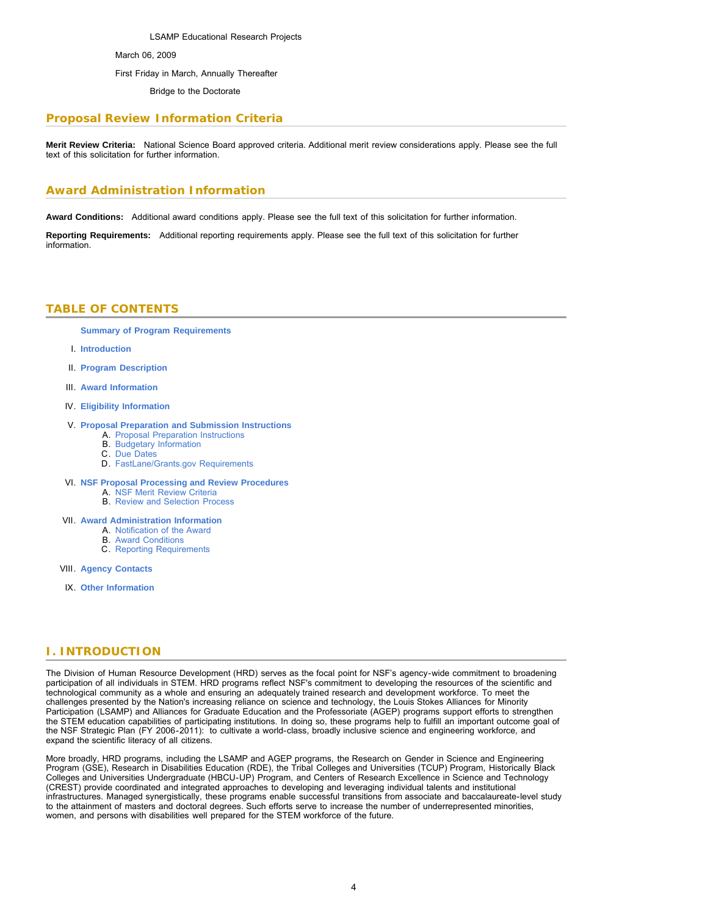LSAMP Educational Research Projects

March 06, 2009

First Friday in March, Annually Thereafter

Bridge to the Doctorate

## Proposal Review Information Criteria

**Merit Review Criteria:** National Science Board approved criteria. Additional merit review considerations apply. Please see the full text of this solicitation for further information.

## Award Administration Information

**Award Conditions:** Additional award conditions apply. Please see the full text of this solicitation for further information.

**Reporting Requirements:** Additional reporting requirements apply. Please see the full text of this solicitation for further information.

## TABLE OF CONTENTS

**Summary of Program Requirements**

I. **Introduction**

II. **Program Description**

III. **Award Information**

IV. **Eligibility Information**

V. **Proposal Preparation and Submission Instructions**
   - A. Proposal Preparation Instructions
   - B. Budgetary Information
   - C. Due Dates
   - D. FastLane/Grants.gov Requirements

VI. **NSF Proposal Processing and Review Procedures**
   - A. NSF Merit Review Criteria
   - B. Review and Selection Process

VII. **Award Administration Information**
   - A. Notification of the Award
   - B. Award Conditions
   - C. Reporting Requirements

VIII. **Agency Contacts**

IX. **Other Information**

## I. INTRODUCTION

The Division of Human Resource Development (HRD) serves as the focal point for NSF's agency-wide commitment to broadening participation of all individuals in STEM. HRD programs reflect NSF's commitment to developing the resources of the scientific and technological community as a whole and ensuring an adequately trained research and development workforce. To meet the challenges presented by the Nation's increasing reliance on science and technology, the Louis Stokes Alliances for Minority Participation (LSAMP) and Alliances for Graduate Education and the Professoriate (AGEP) programs support efforts to strengthen the STEM education capabilities of participating institutions. In doing so, these programs help to fulfill an important outcome goal of the NSF Strategic Plan (FY 2006-2011): to cultivate a world-class, broadly inclusive science and engineering workforce, and expand the scientific literacy of all citizens.

More broadly, HRD programs, including the LSAMP and AGEP programs, the Research on Gender in Science and Engineering Program (GSE), Research in Disabilities Education (RDE), the Tribal Colleges and Universities (TCUP) Program, Historically Black Colleges and Universities Undergraduate (HBCU-UP) Program, and Centers of Research Excellence in Science and Technology (CREST) provide coordinated and integrated approaches to developing and leveraging individual talents and institutional infrastructures. Managed synergistically, these programs enable successful transitions from associate and baccalaureate-level study to the attainment of masters and doctoral degrees. Such efforts serve to increase the number of underrepresented minorities, women, and persons with disabilities well prepared for the STEM workforce of the future.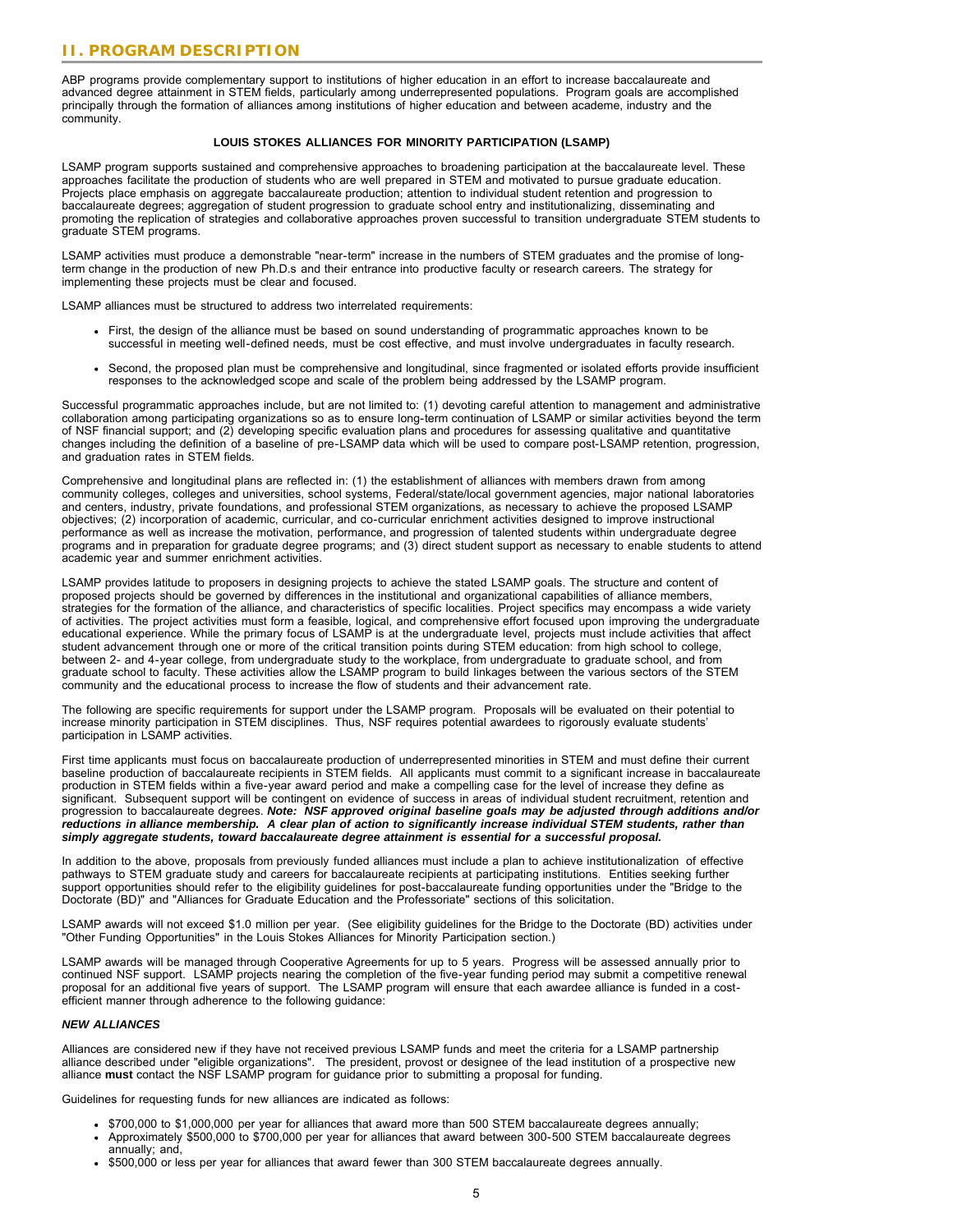## II. PROGRAM DESCRIPTION

ABP programs provide complementary support to institutions of higher education in an effort to increase baccalaureate and advanced degree attainment in STEM fields, particularly among underrepresented populations. Program goals are accomplished principally through the formation of alliances among institutions of higher education and between academe, industry and the community.

### LOUIS STOKES ALLIANCES FOR MINORITY PARTICIPATION (LSAMP)

LSAMP program supports sustained and comprehensive approaches to broadening participation at the baccalaureate level. These approaches facilitate the production of students who are well prepared in STEM and motivated to pursue graduate education. Projects place emphasis on aggregate baccalaureate production; attention to individual student retention and progression to baccalaureate degrees; aggregation of student progression to graduate school entry and institutionalizing, disseminating and promoting the replication of strategies and collaborative approaches proven successful to transition undergraduate STEM students to graduate STEM programs.

LSAMP activities must produce a demonstrable "near-term" increase in the numbers of STEM graduates and the promise of long-term change in the production of new Ph.D.s and their entrance into productive faculty or research careers. The strategy for implementing these projects must be clear and focused.

LSAMP alliances must be structured to address two interrelated requirements:

- First, the design of the alliance must be based on sound understanding of programmatic approaches known to be successful in meeting well-defined needs, must be cost effective, and must involve undergraduates in faculty research.
- Second, the proposed plan must be comprehensive and longitudinal, since fragmented or isolated efforts provide insufficient responses to the acknowledged scope and scale of the problem being addressed by the LSAMP program.

Successful programmatic approaches include, but are not limited to: (1) devoting careful attention to management and administrative collaboration among participating organizations so as to ensure long-term continuation of LSAMP or similar activities beyond the term of NSF financial support; and (2) developing specific evaluation plans and procedures for assessing qualitative and quantitative changes including the definition of a baseline of pre-LSAMP data which will be used to compare post-LSAMP retention, progression, and graduation rates in STEM fields.

Comprehensive and longitudinal plans are reflected in: (1) the establishment of alliances with members drawn from among community colleges, colleges and universities, school systems, Federal/state/local government agencies, major national laboratories and centers, industry, private foundations, and professional STEM organizations, as necessary to achieve the proposed LSAMP objectives; (2) incorporation of academic, curricular, and co-curricular enrichment activities designed to improve instructional performance as well as increase the motivation, performance, and progression of talented students within undergraduate degree programs and in preparation for graduate degree programs; and (3) direct student support as necessary to enable students to attend academic year and summer enrichment activities.

LSAMP provides latitude to proposers in designing projects to achieve the stated LSAMP goals. The structure and content of proposed projects should be governed by differences in the institutional and organizational capabilities of alliance members, strategies for the formation of the alliance, and characteristics of specific localities. Project specifics may encompass a wide variety of activities. The project activities must form a feasible, logical, and comprehensive effort focused upon improving the undergraduate educational experience. While the primary focus of LSAMP is at the undergraduate level, projects must include activities that affect student advancement through one or more of the critical transition points during STEM education: from high school to college, between 2- and 4-year college, from undergraduate study to the workplace, from undergraduate to graduate school, and from graduate school to faculty. These activities allow the LSAMP program to build linkages between the various sectors of the STEM community and the educational process to increase the flow of students and their advancement rate.

The following are specific requirements for support under the LSAMP program. Proposals will be evaluated on their potential to increase minority participation in STEM disciplines. Thus, NSF requires potential awardees to rigorously evaluate students' participation in LSAMP activities.

First time applicants must focus on baccalaureate production of underrepresented minorities in STEM and must define their current baseline production of baccalaureate recipients in STEM fields. All applicants must commit to a significant increase in baccalaureate production in STEM fields within a five-year award period and make a compelling case for the level of increase they define as significant. Subsequent support will be contingent on evidence of success in areas of individual student recruitment, retention and progression to baccalaureate degrees. ***Note: NSF approved original baseline goals may be adjusted through additions and/or reductions in alliance membership. A clear plan of action to significantly increase individual STEM students, rather than simply aggregate students, toward baccalaureate degree attainment is essential for a successful proposal.***

In addition to the above, proposals from previously funded alliances must include a plan to achieve institutionalization of effective pathways to STEM graduate study and careers for baccalaureate recipients at participating institutions. Entities seeking further support opportunities should refer to the eligibility guidelines for post-baccalaureate funding opportunities under the "Bridge to the Doctorate (BD)" and "Alliances for Graduate Education and the Professoriate" sections of this solicitation.

LSAMP awards will not exceed $1.0 million per year. (See eligibility guidelines for the Bridge to the Doctorate (BD) activities under "Other Funding Opportunities" in the Louis Stokes Alliances for Minority Participation section.)

LSAMP awards will be managed through Cooperative Agreements for up to 5 years. Progress will be assessed annually prior to continued NSF support. LSAMP projects nearing the completion of the five-year funding period may submit a competitive renewal proposal for an additional five years of support. The LSAMP program will ensure that each awardee alliance is funded in a cost-efficient manner through adherence to the following guidance:

***NEW ALLIANCES***

Alliances are considered new if they have not received previous LSAMP funds and meet the criteria for a LSAMP partnership alliance described under "eligible organizations". The president, provost or designee of the lead institution of a prospective new alliance **must** contact the NSF LSAMP program for guidance prior to submitting a proposal for funding.

Guidelines for requesting funds for new alliances are indicated as follows:

- $700,000 to $1,000,000 per year for alliances that award more than 500 STEM baccalaureate degrees annually;
- Approximately $500,000 to $700,000 per year for alliances that award between 300-500 STEM baccalaureate degrees annually; and,
- $500,000 or less per year for alliances that award fewer than 300 STEM baccalaureate degrees annually.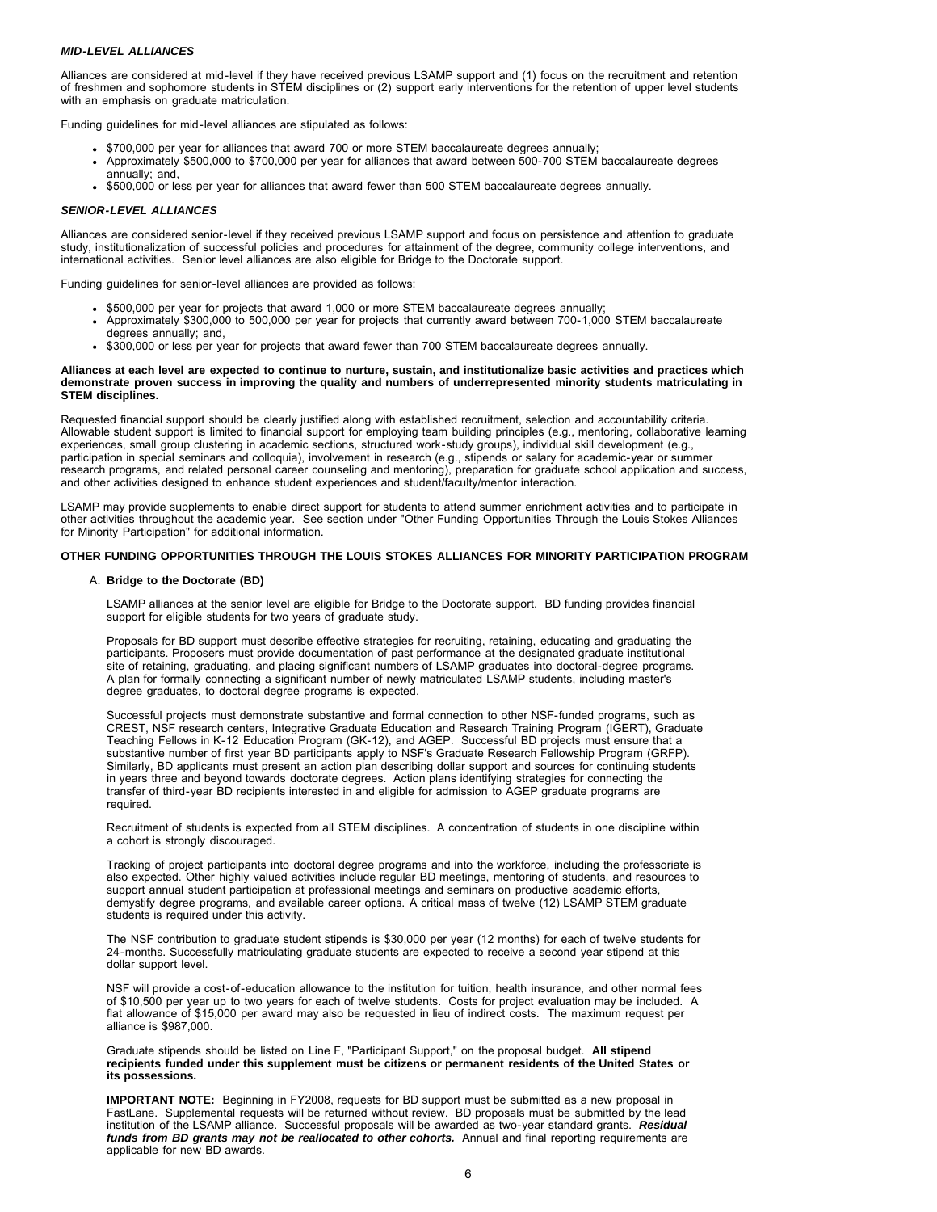#### *MID-LEVEL ALLIANCES*

Alliances are considered at mid-level if they have received previous LSAMP support and (1) focus on the recruitment and retention of freshmen and sophomore students in STEM disciplines or (2) support early interventions for the retention of upper level students with an emphasis on graduate matriculation.

Funding guidelines for mid-level alliances are stipulated as follows:

- $700,000 per year for alliances that award 700 or more STEM baccalaureate degrees annually;
- Approximately $500,000 to $700,000 per year for alliances that award between 500-700 STEM baccalaureate degrees annually; and,
- $500,000 or less per year for alliances that award fewer than 500 STEM baccalaureate degrees annually.

#### *SENIOR-LEVEL ALLIANCES*

Alliances are considered senior-level if they received previous LSAMP support and focus on persistence and attention to graduate study, institutionalization of successful policies and procedures for attainment of the degree, community college interventions, and international activities. Senior level alliances are also eligible for Bridge to the Doctorate support.

Funding guidelines for senior-level alliances are provided as follows:

- $500,000 per year for projects that award 1,000 or more STEM baccalaureate degrees annually;
- Approximately $300,000 to 500,000 per year for projects that currently award between 700-1,000 STEM baccalaureate degrees annually; and,
- $300,000 or less per year for projects that award fewer than 700 STEM baccalaureate degrees annually.

**Alliances at each level are expected to continue to nurture, sustain, and institutionalize basic activities and practices which demonstrate proven success in improving the quality and numbers of underrepresented minority students matriculating in STEM disciplines.**

Requested financial support should be clearly justified along with established recruitment, selection and accountability criteria. Allowable student support is limited to financial support for employing team building principles (e.g., mentoring, collaborative learning experiences, small group clustering in academic sections, structured work-study groups), individual skill development (e.g., participation in special seminars and colloquia), involvement in research (e.g., stipends or salary for academic-year or summer research programs, and related personal career counseling and mentoring), preparation for graduate school application and success, and other activities designed to enhance student experiences and student/faculty/mentor interaction.

LSAMP may provide supplements to enable direct support for students to attend summer enrichment activities and to participate in other activities throughout the academic year. See section under "Other Funding Opportunities Through the Louis Stokes Alliances for Minority Participation" for additional information.

### OTHER FUNDING OPPORTUNITIES THROUGH THE LOUIS STOKES ALLIANCES FOR MINORITY PARTICIPATION PROGRAM

A. **Bridge to the Doctorate (BD)**

LSAMP alliances at the senior level are eligible for Bridge to the Doctorate support. BD funding provides financial support for eligible students for two years of graduate study.

Proposals for BD support must describe effective strategies for recruiting, retaining, educating and graduating the participants. Proposers must provide documentation of past performance at the designated graduate institutional site of retaining, graduating, and placing significant numbers of LSAMP graduates into doctoral-degree programs. A plan for formally connecting a significant number of newly matriculated LSAMP students, including master's degree graduates, to doctoral degree programs is expected.

Successful projects must demonstrate substantive and formal connection to other NSF-funded programs, such as CREST, NSF research centers, Integrative Graduate Education and Research Training Program (IGERT), Graduate Teaching Fellows in K-12 Education Program (GK-12), and AGEP. Successful BD projects must ensure that a substantive number of first year BD participants apply to NSF's Graduate Research Fellowship Program (GRFP). Similarly, BD applicants must present an action plan describing dollar support and sources for continuing students in years three and beyond towards doctorate degrees. Action plans identifying strategies for connecting the transfer of third-year BD recipients interested in and eligible for admission to AGEP graduate programs are required.

Recruitment of students is expected from all STEM disciplines. A concentration of students in one discipline within a cohort is strongly discouraged.

Tracking of project participants into doctoral degree programs and into the workforce, including the professoriate is also expected. Other highly valued activities include regular BD meetings, mentoring of students, and resources to support annual student participation at professional meetings and seminars on productive academic efforts, demystify degree programs, and available career options. A critical mass of twelve (12) LSAMP STEM graduate students is required under this activity.

The NSF contribution to graduate student stipends is $30,000 per year (12 months) for each of twelve students for 24-months. Successfully matriculating graduate students are expected to receive a second year stipend at this dollar support level.

NSF will provide a cost-of-education allowance to the institution for tuition, health insurance, and other normal fees of $10,500 per year up to two years for each of twelve students. Costs for project evaluation may be included. A flat allowance of $15,000 per award may also be requested in lieu of indirect costs. The maximum request per alliance is $987,000.

Graduate stipends should be listed on Line F, "Participant Support," on the proposal budget. **All stipend recipients funded under this supplement must be citizens or permanent residents of the United States or its possessions.**

**IMPORTANT NOTE:** Beginning in FY2008, requests for BD support must be submitted as a new proposal in FastLane. Supplemental requests will be returned without review. BD proposals must be submitted by the lead institution of the LSAMP alliance. Successful proposals will be awarded as two-year standard grants. ***Residual funds from BD grants may not be reallocated to other cohorts.*** Annual and final reporting requirements are applicable for new BD awards.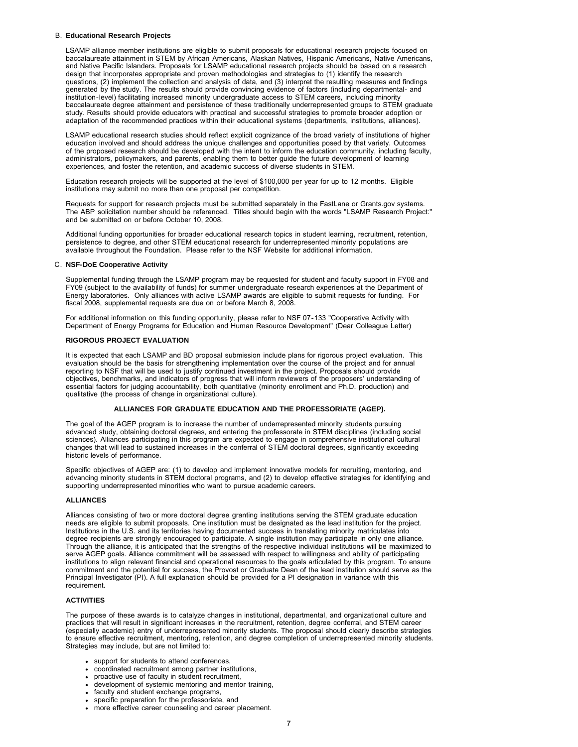### B. **Educational Research Projects**

LSAMP alliance member institutions are eligible to submit proposals for educational research projects focused on baccalaureate attainment in STEM by African Americans, Alaskan Natives, Hispanic Americans, Native Americans, and Native Pacific Islanders. Proposals for LSAMP educational research projects should be based on a research design that incorporates appropriate and proven methodologies and strategies to (1) identify the research questions, (2) implement the collection and analysis of data, and (3) interpret the resulting measures and findings generated by the study. The results should provide convincing evidence of factors (including departmental- and institution-level) facilitating increased minority undergraduate access to STEM careers, including minority baccalaureate degree attainment and persistence of these traditionally underrepresented groups to STEM graduate study. Results should provide educators with practical and successful strategies to promote broader adoption or adaptation of the recommended practices within their educational systems (departments, institutions, alliances).

LSAMP educational research studies should reflect explicit cognizance of the broad variety of institutions of higher education involved and should address the unique challenges and opportunities posed by that variety. Outcomes of the proposed research should be developed with the intent to inform the education community, including faculty, administrators, policymakers, and parents, enabling them to better guide the future development of learning experiences, and foster the retention, and academic success of diverse students in STEM.

Education research projects will be supported at the level of $100,000 per year for up to 12 months. Eligible institutions may submit no more than one proposal per competition.

Requests for support for research projects must be submitted separately in the FastLane or Grants.gov systems. The ABP solicitation number should be referenced. Titles should begin with the words "LSAMP Research Project:" and be submitted on or before October 10, 2008.

Additional funding opportunities for broader educational research topics in student learning, recruitment, retention, persistence to degree, and other STEM educational research for underrepresented minority populations are available throughout the Foundation. Please refer to the NSF Website for additional information.

### C. **NSF-DoE Cooperative Activity**

Supplemental funding through the LSAMP program may be requested for student and faculty support in FY08 and FY09 (subject to the availability of funds) for summer undergraduate research experiences at the Department of Energy laboratories. Only alliances with active LSAMP awards are eligible to submit requests for funding. For fiscal 2008, supplemental requests are due on or before March 8, 2008.

For additional information on this funding opportunity, please refer to NSF 07-133 "Cooperative Activity with Department of Energy Programs for Education and Human Resource Development" (Dear Colleague Letter)

**RIGOROUS PROJECT EVALUATION**

It is expected that each LSAMP and BD proposal submission include plans for rigorous project evaluation. This evaluation should be the basis for strengthening implementation over the course of the project and for annual reporting to NSF that will be used to justify continued investment in the project. Proposals should provide objectives, benchmarks, and indicators of progress that will inform reviewers of the proposers' understanding of essential factors for judging accountability, both quantitative (minority enrollment and Ph.D. production) and qualitative (the process of change in organizational culture).

## ALLIANCES FOR GRADUATE EDUCATION AND THE PROFESSORIATE (AGEP).

The goal of the AGEP program is to increase the number of underrepresented minority students pursuing advanced study, obtaining doctoral degrees, and entering the professorate in STEM disciplines (including social sciences). Alliances participating in this program are expected to engage in comprehensive institutional cultural changes that will lead to sustained increases in the conferral of STEM doctoral degrees, significantly exceeding historic levels of performance.

Specific objectives of AGEP are: (1) to develop and implement innovative models for recruiting, mentoring, and advancing minority students in STEM doctoral programs, and (2) to develop effective strategies for identifying and supporting underrepresented minorities who want to pursue academic careers.

**ALLIANCES**

Alliances consisting of two or more doctoral degree granting institutions serving the STEM graduate education needs are eligible to submit proposals. One institution must be designated as the lead institution for the project. Institutions in the U.S. and its territories having documented success in translating minority matriculates into degree recipients are strongly encouraged to participate. A single institution may participate in only one alliance. Through the alliance, it is anticipated that the strengths of the respective individual institutions will be maximized to serve AGEP goals. Alliance commitment will be assessed with respect to willingness and ability of participating institutions to align relevant financial and operational resources to the goals articulated by this program. To ensure commitment and the potential for success, the Provost or Graduate Dean of the lead institution should serve as the Principal Investigator (PI). A full explanation should be provided for a PI designation in variance with this requirement.

**ACTIVITIES**

The purpose of these awards is to catalyze changes in institutional, departmental, and organizational culture and practices that will result in significant increases in the recruitment, retention, degree conferral, and STEM career (especially academic) entry of underrepresented minority students. The proposal should clearly describe strategies to ensure effective recruitment, mentoring, retention, and degree completion of underrepresented minority students. Strategies may include, but are not limited to:

- support for students to attend conferences,
- coordinated recruitment among partner institutions,
- proactive use of faculty in student recruitment,
- development of systemic mentoring and mentor training,
- faculty and student exchange programs,
- specific preparation for the professoriate, and
- more effective career counseling and career placement.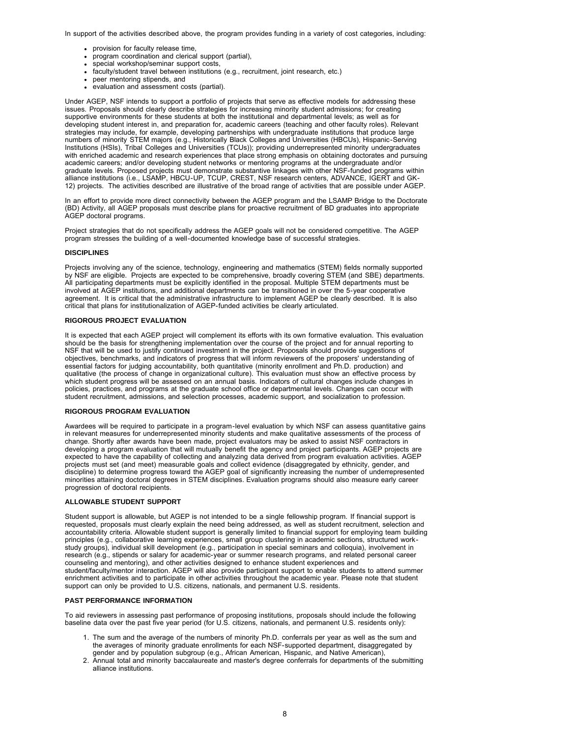In support of the activities described above, the program provides funding in a variety of cost categories, including:

- provision for faculty release time,
- program coordination and clerical support (partial),
- special workshop/seminar support costs,
- faculty/student travel between institutions (e.g., recruitment, joint research, etc.)
- peer mentoring stipends, and
- evaluation and assessment costs (partial).

Under AGEP, NSF intends to support a portfolio of projects that serve as effective models for addressing these issues. Proposals should clearly describe strategies for increasing minority student admissions; for creating supportive environments for these students at both the institutional and departmental levels; as well as for developing student interest in, and preparation for, academic careers (teaching and other faculty roles). Relevant strategies may include, for example, developing partnerships with undergraduate institutions that produce large numbers of minority STEM majors (e.g., Historically Black Colleges and Universities (HBCUs), Hispanic-Serving Institutions (HSIs), Tribal Colleges and Universities (TCUs)); providing underrepresented minority undergraduates with enriched academic and research experiences that place strong emphasis on obtaining doctorates and pursuing academic careers; and/or developing student networks or mentoring programs at the undergraduate and/or graduate levels. Proposed projects must demonstrate substantive linkages with other NSF-funded programs within alliance institutions (i.e., LSAMP, HBCU-UP, TCUP, CREST, NSF research centers, ADVANCE, IGERT and GK-12) projects. The activities described are illustrative of the broad range of activities that are possible under AGEP.

In an effort to provide more direct connectivity between the AGEP program and the LSAMP Bridge to the Doctorate (BD) Activity, all AGEP proposals must describe plans for proactive recruitment of BD graduates into appropriate AGEP doctoral programs.

Project strategies that do not specifically address the AGEP goals will not be considered competitive. The AGEP program stresses the building of a well-documented knowledge base of successful strategies.

**DISCIPLINES**

Projects involving any of the science, technology, engineering and mathematics (STEM) fields normally supported by NSF are eligible. Projects are expected to be comprehensive, broadly covering STEM (and SBE) departments. All participating departments must be explicitly identified in the proposal. Multiple STEM departments must be involved at AGEP institutions, and additional departments can be transitioned in over the 5-year cooperative agreement. It is critical that the administrative infrastructure to implement AGEP be clearly described. It is also critical that plans for institutionalization of AGEP-funded activities be clearly articulated.

**RIGOROUS PROJECT EVALUATION**

It is expected that each AGEP project will complement its efforts with its own formative evaluation. This evaluation should be the basis for strengthening implementation over the course of the project and for annual reporting to NSF that will be used to justify continued investment in the project. Proposals should provide suggestions of objectives, benchmarks, and indicators of progress that will inform reviewers of the proposers' understanding of essential factors for judging accountability, both quantitative (minority enrollment and Ph.D. production) and qualitative (the process of change in organizational culture). This evaluation must show an effective process by which student progress will be assessed on an annual basis. Indicators of cultural changes include changes in policies, practices, and programs at the graduate school office or departmental levels. Changes can occur with student recruitment, admissions, and selection processes, academic support, and socialization to profession.

**RIGOROUS PROGRAM EVALUATION**

Awardees will be required to participate in a program-level evaluation by which NSF can assess quantitative gains in relevant measures for underrepresented minority students and make qualitative assessments of the process of change. Shortly after awards have been made, project evaluators may be asked to assist NSF contractors in developing a program evaluation that will mutually benefit the agency and project participants. AGEP projects are expected to have the capability of collecting and analyzing data derived from program evaluation activities. AGEP projects must set (and meet) measurable goals and collect evidence (disaggregated by ethnicity, gender, and discipline) to determine progress toward the AGEP goal of significantly increasing the number of underrepresented minorities attaining doctoral degrees in STEM disciplines. Evaluation programs should also measure early career progression of doctoral recipients.

**ALLOWABLE STUDENT SUPPORT**

Student support is allowable, but AGEP is not intended to be a single fellowship program. If financial support is requested, proposals must clearly explain the need being addressed, as well as student recruitment, selection and accountability criteria. Allowable student support is generally limited to financial support for employing team building principles (e.g., collaborative learning experiences, small group clustering in academic sections, structured work-study groups), individual skill development (e.g., participation in special seminars and colloquia), involvement in research (e.g., stipends or salary for academic-year or summer research programs, and related personal career counseling and mentoring), and other activities designed to enhance student experiences and student/faculty/mentor interaction. AGEP will also provide participant support to enable students to attend summer enrichment activities and to participate in other activities throughout the academic year. Please note that student support can only be provided to U.S. citizens, nationals, and permanent U.S. residents.

**PAST PERFORMANCE INFORMATION**

To aid reviewers in assessing past performance of proposing institutions, proposals should include the following baseline data over the past five year period (for U.S. citizens, nationals, and permanent U.S. residents only):

1. The sum and the average of the numbers of minority Ph.D. conferrals per year as well as the sum and the averages of minority graduate enrollments for each NSF-supported department, disaggregated by gender and by population subgroup (e.g., African American, Hispanic, and Native American),
2. Annual total and minority baccalaureate and master's degree conferrals for departments of the submitting alliance institutions.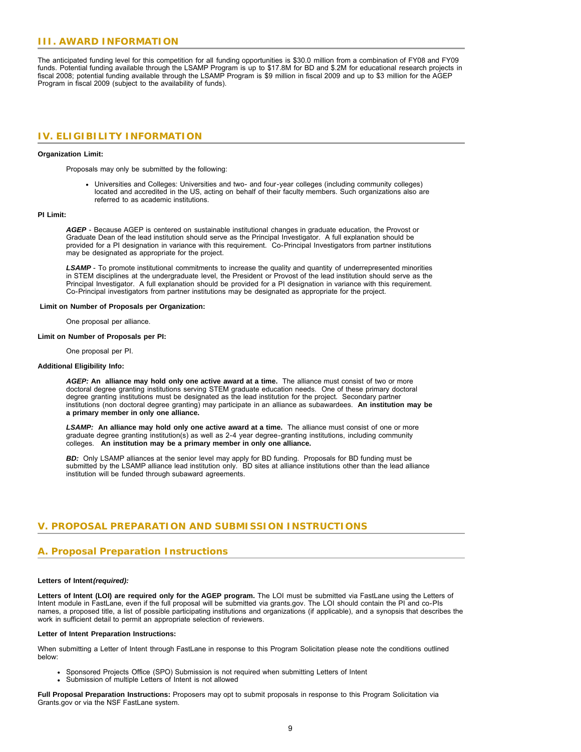## III. AWARD INFORMATION

The anticipated funding level for this competition for all funding opportunities is $30.0 million from a combination of FY08 and FY09 funds. Potential funding available through the LSAMP Program is up to $17.8M for BD and $.2M for educational research projects in fiscal 2008; potential funding available through the LSAMP Program is $9 million in fiscal 2009 and up to $3 million for the AGEP Program in fiscal 2009 (subject to the availability of funds).

## IV. ELIGIBILITY INFORMATION

**Organization Limit:**

Proposals may only be submitted by the following:

- Universities and Colleges: Universities and two- and four-year colleges (including community colleges) located and accredited in the US, acting on behalf of their faculty members. Such organizations also are referred to as academic institutions.

**PI Limit:**

***AGEP*** - Because AGEP is centered on sustainable institutional changes in graduate education, the Provost or Graduate Dean of the lead institution should serve as the Principal Investigator. A full explanation should be provided for a PI designation in variance with this requirement. Co-Principal Investigators from partner institutions may be designated as appropriate for the project.

***LSAMP*** - To promote institutional commitments to increase the quality and quantity of underrepresented minorities in STEM disciplines at the undergraduate level, the President or Provost of the lead institution should serve as the Principal Investigator. A full explanation should be provided for a PI designation in variance with this requirement. Co-Principal investigators from partner institutions may be designated as appropriate for the project.

**Limit on Number of Proposals per Organization:**

One proposal per alliance.

**Limit on Number of Proposals per PI:**

One proposal per PI.

**Additional Eligibility Info:**

***AGEP:*** **An alliance may hold only one active award at a time.** The alliance must consist of two or more doctoral degree granting institutions serving STEM graduate education needs. One of these primary doctoral degree granting institutions must be designated as the lead institution for the project. Secondary partner institutions (non doctoral degree granting) may participate in an alliance as subawardees. **An institution may be a primary member in only one alliance.**

***LSAMP:*** **An alliance may hold only one active award at a time.** The alliance must consist of one or more graduate degree granting institution(s) as well as 2-4 year degree-granting institutions, including community colleges. **An institution may be a primary member in only one alliance.**

***BD:*** Only LSAMP alliances at the senior level may apply for BD funding. Proposals for BD funding must be submitted by the LSAMP alliance lead institution only. BD sites at alliance institutions other than the lead alliance institution will be funded through subaward agreements.

## V. PROPOSAL PREPARATION AND SUBMISSION INSTRUCTIONS

### A. Proposal Preparation Instructions

**Letters of Intent*(required):***

**Letters of Intent (LOI) are required only for the AGEP program.** The LOI must be submitted via FastLane using the Letters of Intent module in FastLane, even if the full proposal will be submitted via grants.gov. The LOI should contain the PI and co-PIs names, a proposed title, a list of possible participating institutions and organizations (if applicable), and a synopsis that describes the work in sufficient detail to permit an appropriate selection of reviewers.

**Letter of Intent Preparation Instructions:**

When submitting a Letter of Intent through FastLane in response to this Program Solicitation please note the conditions outlined below:

- Sponsored Projects Office (SPO) Submission is not required when submitting Letters of Intent
- Submission of multiple Letters of Intent is not allowed

**Full Proposal Preparation Instructions:** Proposers may opt to submit proposals in response to this Program Solicitation via Grants.gov or via the NSF FastLane system.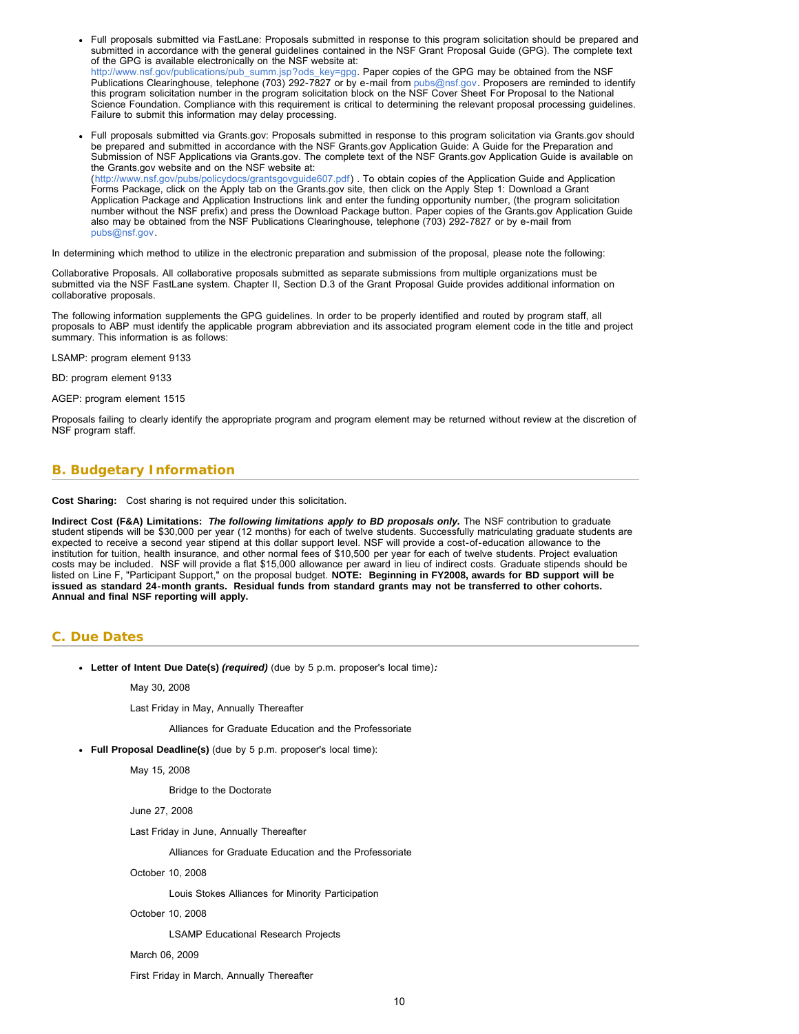- Full proposals submitted via FastLane: Proposals submitted in response to this program solicitation should be prepared and submitted in accordance with the general guidelines contained in the NSF Grant Proposal Guide (GPG). The complete text of the GPG is available electronically on the NSF website at: http://www.nsf.gov/publications/pub_summ.jsp?ods_key=gpg. Paper copies of the GPG may be obtained from the NSF Publications Clearinghouse, telephone (703) 292-7827 or by e-mail from pubs@nsf.gov. Proposers are reminded to identify this program solicitation number in the program solicitation block on the NSF Cover Sheet For Proposal to the National Science Foundation. Compliance with this requirement is critical to determining the relevant proposal processing guidelines. Failure to submit this information may delay processing.
- Full proposals submitted via Grants.gov: Proposals submitted in response to this program solicitation via Grants.gov should be prepared and submitted in accordance with the NSF Grants.gov Application Guide: A Guide for the Preparation and Submission of NSF Applications via Grants.gov. The complete text of the NSF Grants.gov Application Guide is available on the Grants.gov website and on the NSF website at: (http://www.nsf.gov/pubs/policydocs/grantsgovguide607.pdf) . To obtain copies of the Application Guide and Application Forms Package, click on the Apply tab on the Grants.gov site, then click on the Apply Step 1: Download a Grant Application Package and Application Instructions link and enter the funding opportunity number, (the program solicitation number without the NSF prefix) and press the Download Package button. Paper copies of the Grants.gov Application Guide also may be obtained from the NSF Publications Clearinghouse, telephone (703) 292-7827 or by e-mail from pubs@nsf.gov.

In determining which method to utilize in the electronic preparation and submission of the proposal, please note the following:

Collaborative Proposals. All collaborative proposals submitted as separate submissions from multiple organizations must be submitted via the NSF FastLane system. Chapter II, Section D.3 of the Grant Proposal Guide provides additional information on collaborative proposals.

The following information supplements the GPG guidelines. In order to be properly identified and routed by program staff, all proposals to ABP must identify the applicable program abbreviation and its associated program element code in the title and project summary. This information is as follows:

LSAMP: program element 9133

BD: program element 9133

AGEP: program element 1515

Proposals failing to clearly identify the appropriate program and program element may be returned without review at the discretion of NSF program staff.

## B. Budgetary Information

**Cost Sharing:** Cost sharing is not required under this solicitation.

**Indirect Cost (F&A) Limitations:** ***The following limitations apply to BD proposals only.*** The NSF contribution to graduate student stipends will be $30,000 per year (12 months) for each of twelve students. Successfully matriculating graduate students are expected to receive a second year stipend at this dollar support level. NSF will provide a cost-of-education allowance to the institution for tuition, health insurance, and other normal fees of $10,500 per year for each of twelve students. Project evaluation costs may be included. NSF will provide a flat $15,000 allowance per award in lieu of indirect costs. Graduate stipends should be listed on Line F, "Participant Support," on the proposal budget. **NOTE: Beginning in FY2008, awards for BD support will be issued as standard 24-month grants. Residual funds from standard grants may not be transferred to other cohorts. Annual and final NSF reporting will apply.**

## C. Due Dates

- **Letter of Intent Due Date(s)** ***(required)*** (due by 5 p.m. proposer's local time)***:***

  May 30, 2008

  Last Friday in May, Annually Thereafter

  Alliances for Graduate Education and the Professoriate

- **Full Proposal Deadline(s)** (due by 5 p.m. proposer's local time):

  May 15, 2008

  Bridge to the Doctorate

  June 27, 2008

  Last Friday in June, Annually Thereafter

  Alliances for Graduate Education and the Professoriate

  October 10, 2008

  Louis Stokes Alliances for Minority Participation

  October 10, 2008

  LSAMP Educational Research Projects

  March 06, 2009

  First Friday in March, Annually Thereafter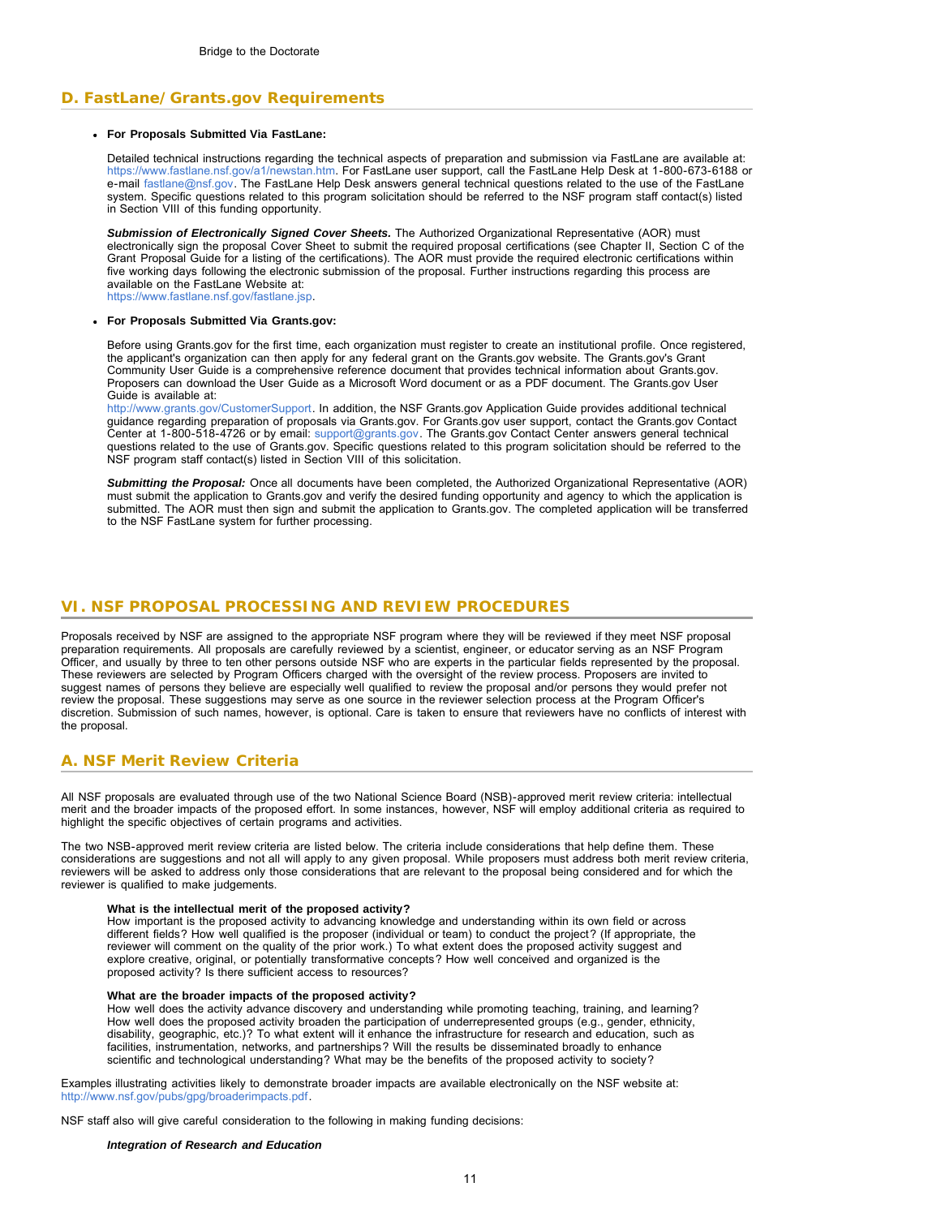## D. FastLane/Grants.gov Requirements

- **For Proposals Submitted Via FastLane:**

  Detailed technical instructions regarding the technical aspects of preparation and submission via FastLane are available at: https://www.fastlane.nsf.gov/a1/newstan.htm. For FastLane user support, call the FastLane Help Desk at 1-800-673-6188 or e-mail fastlane@nsf.gov. The FastLane Help Desk answers general technical questions related to the use of the FastLane system. Specific questions related to this program solicitation should be referred to the NSF program staff contact(s) listed in Section VIII of this funding opportunity.

  ***Submission of Electronically Signed Cover Sheets.*** The Authorized Organizational Representative (AOR) must electronically sign the proposal Cover Sheet to submit the required proposal certifications (see Chapter II, Section C of the Grant Proposal Guide for a listing of the certifications). The AOR must provide the required electronic certifications within five working days following the electronic submission of the proposal. Further instructions regarding this process are available on the FastLane Website at: https://www.fastlane.nsf.gov/fastlane.jsp.

- **For Proposals Submitted Via Grants.gov:**

  Before using Grants.gov for the first time, each organization must register to create an institutional profile. Once registered, the applicant's organization can then apply for any federal grant on the Grants.gov website. The Grants.gov's Grant Community User Guide is a comprehensive reference document that provides technical information about Grants.gov. Proposers can download the User Guide as a Microsoft Word document or as a PDF document. The Grants.gov User Guide is available at: http://www.grants.gov/CustomerSupport. In addition, the NSF Grants.gov Application Guide provides additional technical guidance regarding preparation of proposals via Grants.gov. For Grants.gov user support, contact the Grants.gov Contact Center at 1-800-518-4726 or by email: support@grants.gov. The Grants.gov Contact Center answers general technical questions related to the use of Grants.gov. Specific questions related to this program solicitation should be referred to the NSF program staff contact(s) listed in Section VIII of this solicitation.

  ***Submitting the Proposal:*** Once all documents have been completed, the Authorized Organizational Representative (AOR) must submit the application to Grants.gov and verify the desired funding opportunity and agency to which the application is submitted. The AOR must then sign and submit the application to Grants.gov. The completed application will be transferred to the NSF FastLane system for further processing.

# VI. NSF PROPOSAL PROCESSING AND REVIEW PROCEDURES

Proposals received by NSF are assigned to the appropriate NSF program where they will be reviewed if they meet NSF proposal preparation requirements. All proposals are carefully reviewed by a scientist, engineer, or educator serving as an NSF Program Officer, and usually by three to ten other persons outside NSF who are experts in the particular fields represented by the proposal. These reviewers are selected by Program Officers charged with the oversight of the review process. Proposers are invited to suggest names of persons they believe are especially well qualified to review the proposal and/or persons they would prefer not review the proposal. These suggestions may serve as one source in the reviewer selection process at the Program Officer's discretion. Submission of such names, however, is optional. Care is taken to ensure that reviewers have no conflicts of interest with the proposal.

## A. NSF Merit Review Criteria

All NSF proposals are evaluated through use of the two National Science Board (NSB)-approved merit review criteria: intellectual merit and the broader impacts of the proposed effort. In some instances, however, NSF will employ additional criteria as required to highlight the specific objectives of certain programs and activities.

The two NSB-approved merit review criteria are listed below. The criteria include considerations that help define them. These considerations are suggestions and not all will apply to any given proposal. While proposers must address both merit review criteria, reviewers will be asked to address only those considerations that are relevant to the proposal being considered and for which the reviewer is qualified to make judgements.

**What is the intellectual merit of the proposed activity?**
How important is the proposed activity to advancing knowledge and understanding within its own field or across different fields? How well qualified is the proposer (individual or team) to conduct the project? (If appropriate, the reviewer will comment on the quality of the prior work.) To what extent does the proposed activity suggest and explore creative, original, or potentially transformative concepts? How well conceived and organized is the proposed activity? Is there sufficient access to resources?

**What are the broader impacts of the proposed activity?**
How well does the activity advance discovery and understanding while promoting teaching, training, and learning? How well does the proposed activity broaden the participation of underrepresented groups (e.g., gender, ethnicity, disability, geographic, etc.)? To what extent will it enhance the infrastructure for research and education, such as facilities, instrumentation, networks, and partnerships? Will the results be disseminated broadly to enhance scientific and technological understanding? What may be the benefits of the proposed activity to society?

Examples illustrating activities likely to demonstrate broader impacts are available electronically on the NSF website at: http://www.nsf.gov/pubs/gpg/broaderimpacts.pdf.

NSF staff also will give careful consideration to the following in making funding decisions:

***Integration of Research and Education***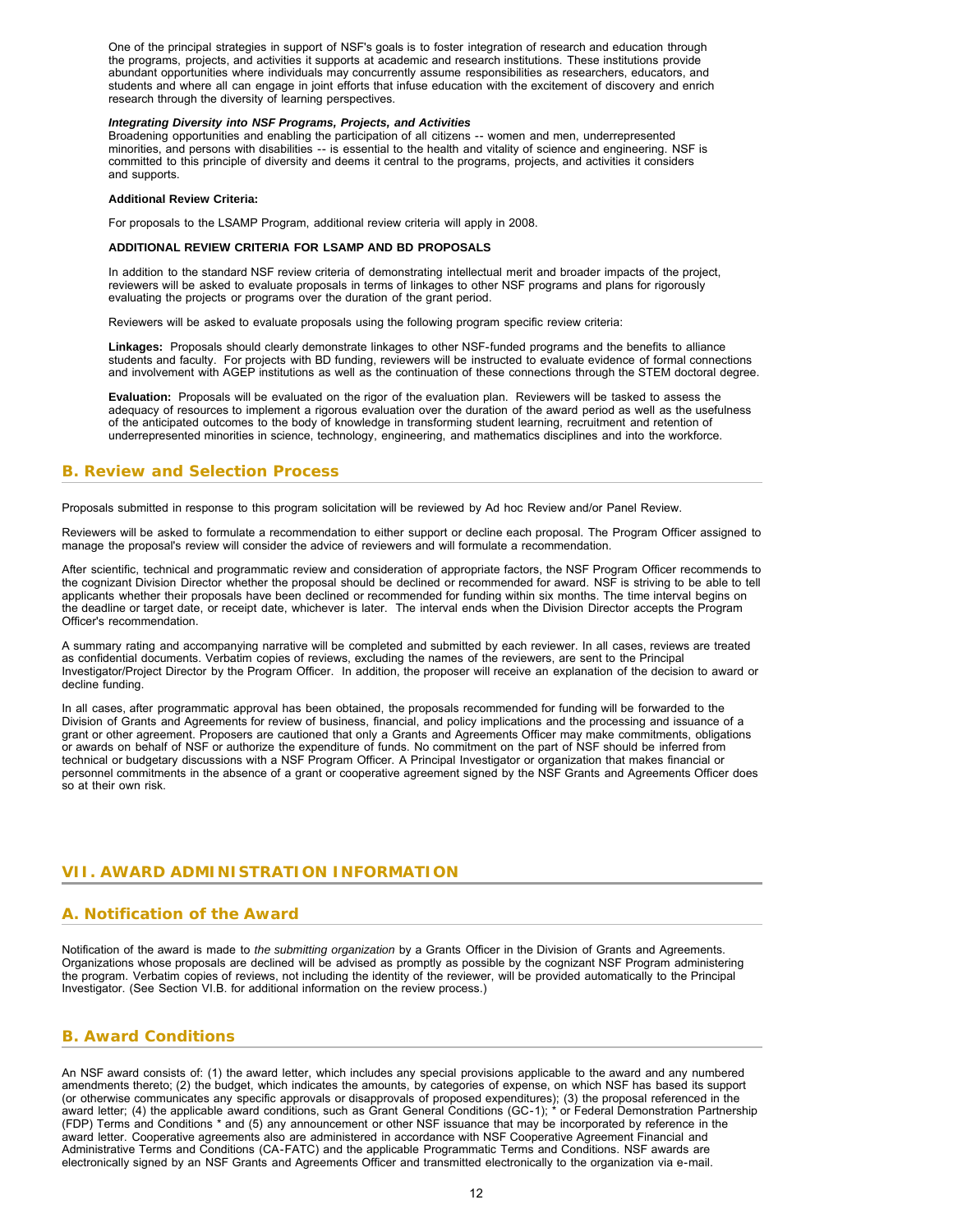One of the principal strategies in support of NSF's goals is to foster integration of research and education through the programs, projects, and activities it supports at academic and research institutions. These institutions provide abundant opportunities where individuals may concurrently assume responsibilities as researchers, educators, and students and where all can engage in joint efforts that infuse education with the excitement of discovery and enrich research through the diversity of learning perspectives.

***Integrating Diversity into NSF Programs, Projects, and Activities***
Broadening opportunities and enabling the participation of all citizens -- women and men, underrepresented minorities, and persons with disabilities -- is essential to the health and vitality of science and engineering. NSF is committed to this principle of diversity and deems it central to the programs, projects, and activities it considers and supports.

**Additional Review Criteria:**

For proposals to the LSAMP Program, additional review criteria will apply in 2008.

**ADDITIONAL REVIEW CRITERIA FOR LSAMP AND BD PROPOSALS**

In addition to the standard NSF review criteria of demonstrating intellectual merit and broader impacts of the project, reviewers will be asked to evaluate proposals in terms of linkages to other NSF programs and plans for rigorously evaluating the projects or programs over the duration of the grant period.

Reviewers will be asked to evaluate proposals using the following program specific review criteria:

**Linkages:** Proposals should clearly demonstrate linkages to other NSF-funded programs and the benefits to alliance students and faculty. For projects with BD funding, reviewers will be instructed to evaluate evidence of formal connections and involvement with AGEP institutions as well as the continuation of these connections through the STEM doctoral degree.

**Evaluation:** Proposals will be evaluated on the rigor of the evaluation plan. Reviewers will be tasked to assess the adequacy of resources to implement a rigorous evaluation over the duration of the award period as well as the usefulness of the anticipated outcomes to the body of knowledge in transforming student learning, recruitment and retention of underrepresented minorities in science, technology, engineering, and mathematics disciplines and into the workforce.

## B. Review and Selection Process

Proposals submitted in response to this program solicitation will be reviewed by Ad hoc Review and/or Panel Review.

Reviewers will be asked to formulate a recommendation to either support or decline each proposal. The Program Officer assigned to manage the proposal's review will consider the advice of reviewers and will formulate a recommendation.

After scientific, technical and programmatic review and consideration of appropriate factors, the NSF Program Officer recommends to the cognizant Division Director whether the proposal should be declined or recommended for award. NSF is striving to be able to tell applicants whether their proposals have been declined or recommended for funding within six months. The time interval begins on the deadline or target date, or receipt date, whichever is later. The interval ends when the Division Director accepts the Program Officer's recommendation.

A summary rating and accompanying narrative will be completed and submitted by each reviewer. In all cases, reviews are treated as confidential documents. Verbatim copies of reviews, excluding the names of the reviewers, are sent to the Principal Investigator/Project Director by the Program Officer. In addition, the proposer will receive an explanation of the decision to award or decline funding.

In all cases, after programmatic approval has been obtained, the proposals recommended for funding will be forwarded to the Division of Grants and Agreements for review of business, financial, and policy implications and the processing and issuance of a grant or other agreement. Proposers are cautioned that only a Grants and Agreements Officer may make commitments, obligations or awards on behalf of NSF or authorize the expenditure of funds. No commitment on the part of NSF should be inferred from technical or budgetary discussions with a NSF Program Officer. A Principal Investigator or organization that makes financial or personnel commitments in the absence of a grant or cooperative agreement signed by the NSF Grants and Agreements Officer does so at their own risk.

# VII. AWARD ADMINISTRATION INFORMATION

## A. Notification of the Award

Notification of the award is made to *the submitting organization* by a Grants Officer in the Division of Grants and Agreements. Organizations whose proposals are declined will be advised as promptly as possible by the cognizant NSF Program administering the program. Verbatim copies of reviews, not including the identity of the reviewer, will be provided automatically to the Principal Investigator. (See Section VI.B. for additional information on the review process.)

## B. Award Conditions

An NSF award consists of: (1) the award letter, which includes any special provisions applicable to the award and any numbered amendments thereto; (2) the budget, which indicates the amounts, by categories of expense, on which NSF has based its support (or otherwise communicates any specific approvals or disapprovals of proposed expenditures); (3) the proposal referenced in the award letter; (4) the applicable award conditions, such as Grant General Conditions (GC-1); * or Federal Demonstration Partnership (FDP) Terms and Conditions * and (5) any announcement or other NSF issuance that may be incorporated by reference in the award letter. Cooperative agreements also are administered in accordance with NSF Cooperative Agreement Financial and Administrative Terms and Conditions (CA-FATC) and the applicable Programmatic Terms and Conditions. NSF awards are electronically signed by an NSF Grants and Agreements Officer and transmitted electronically to the organization via e-mail.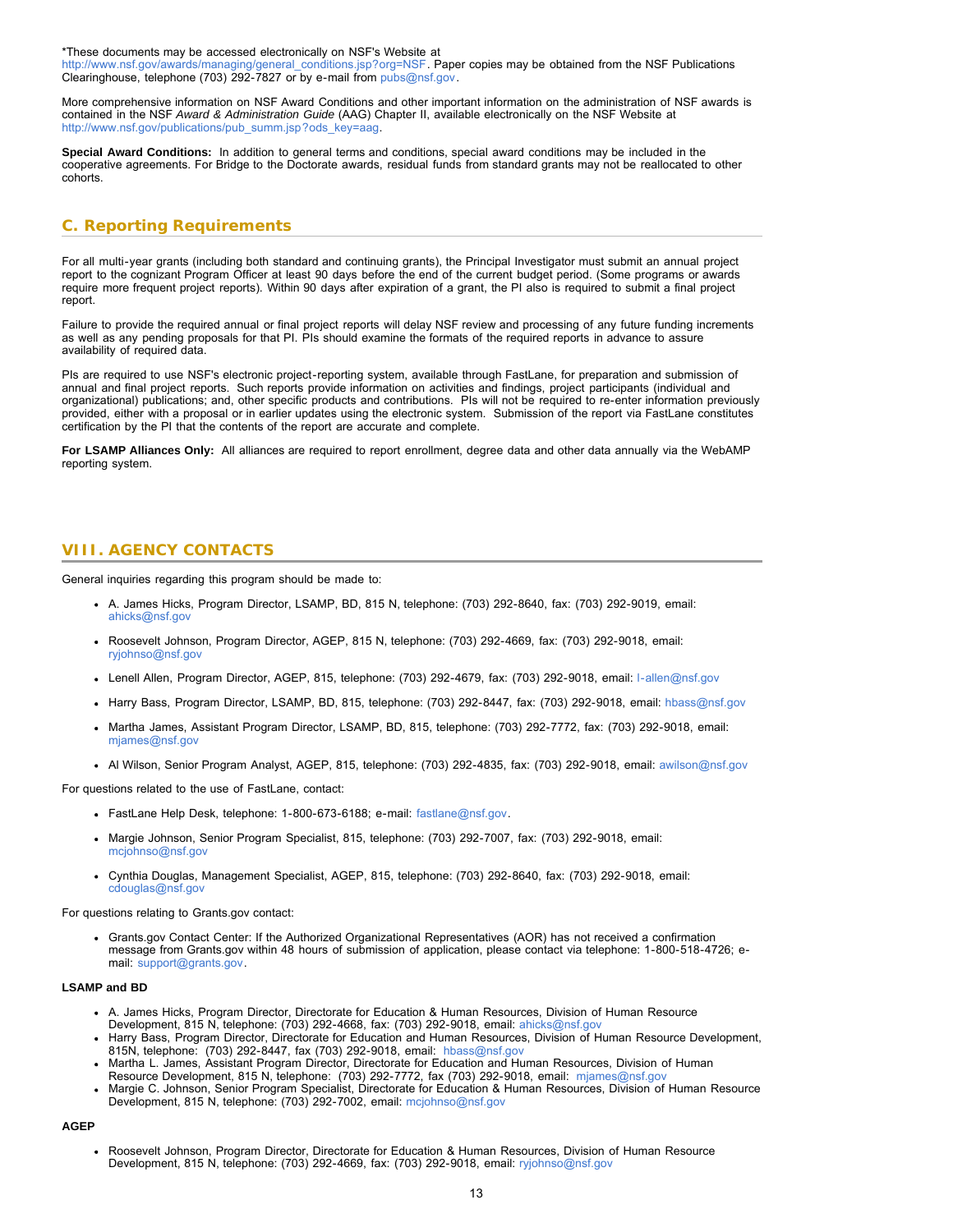*These documents may be accessed electronically on NSF's Website at http://www.nsf.gov/awards/managing/general_conditions.jsp?org=NSF. Paper copies may be obtained from the NSF Publications Clearinghouse, telephone (703) 292-7827 or by e-mail from pubs@nsf.gov.

More comprehensive information on NSF Award Conditions and other important information on the administration of NSF awards is contained in the NSF *Award & Administration Guide* (AAG) Chapter II, available electronically on the NSF Website at http://www.nsf.gov/publications/pub_summ.jsp?ods_key=aag.

**Special Award Conditions:** In addition to general terms and conditions, special award conditions may be included in the cooperative agreements. For Bridge to the Doctorate awards, residual funds from standard grants may not be reallocated to other cohorts.

## C. Reporting Requirements

For all multi-year grants (including both standard and continuing grants), the Principal Investigator must submit an annual project report to the cognizant Program Officer at least 90 days before the end of the current budget period. (Some programs or awards require more frequent project reports). Within 90 days after expiration of a grant, the PI also is required to submit a final project report.

Failure to provide the required annual or final project reports will delay NSF review and processing of any future funding increments as well as any pending proposals for that PI. PIs should examine the formats of the required reports in advance to assure availability of required data.

PIs are required to use NSF's electronic project-reporting system, available through FastLane, for preparation and submission of annual and final project reports. Such reports provide information on activities and findings, project participants (individual and organizational) publications; and, other specific products and contributions. PIs will not be required to re-enter information previously provided, either with a proposal or in earlier updates using the electronic system. Submission of the report via FastLane constitutes certification by the PI that the contents of the report are accurate and complete.

**For LSAMP Alliances Only:** All alliances are required to report enrollment, degree data and other data annually via the WebAMP reporting system.

# VIII. AGENCY CONTACTS

General inquiries regarding this program should be made to:

- A. James Hicks, Program Director, LSAMP, BD, 815 N, telephone: (703) 292-8640, fax: (703) 292-9019, email: ahicks@nsf.gov
- Roosevelt Johnson, Program Director, AGEP, 815 N, telephone: (703) 292-4669, fax: (703) 292-9018, email: ryjohnso@nsf.gov
- Lenell Allen, Program Director, AGEP, 815, telephone: (703) 292-4679, fax: (703) 292-9018, email: l-allen@nsf.gov
- Harry Bass, Program Director, LSAMP, BD, 815, telephone: (703) 292-8447, fax: (703) 292-9018, email: hbass@nsf.gov
- Martha James, Assistant Program Director, LSAMP, BD, 815, telephone: (703) 292-7772, fax: (703) 292-9018, email: mjames@nsf.gov
- Al Wilson, Senior Program Analyst, AGEP, 815, telephone: (703) 292-4835, fax: (703) 292-9018, email: awilson@nsf.gov

For questions related to the use of FastLane, contact:

- FastLane Help Desk, telephone: 1-800-673-6188; e-mail: fastlane@nsf.gov.
- Margie Johnson, Senior Program Specialist, 815, telephone: (703) 292-7007, fax: (703) 292-9018, email: mcjohnso@nsf.gov
- Cynthia Douglas, Management Specialist, AGEP, 815, telephone: (703) 292-8640, fax: (703) 292-9018, email: cdouglas@nsf.gov

For questions relating to Grants.gov contact:

- Grants.gov Contact Center: If the Authorized Organizational Representatives (AOR) has not received a confirmation message from Grants.gov within 48 hours of submission of application, please contact via telephone: 1-800-518-4726; e-mail: support@grants.gov.

**LSAMP and BD**

- A. James Hicks, Program Director, Directorate for Education & Human Resources, Division of Human Resource Development, 815 N, telephone: (703) 292-4668, fax: (703) 292-9018, email: ahicks@nsf.gov
- Harry Bass, Program Director, Directorate for Education and Human Resources, Division of Human Resource Development, 815N, telephone: (703) 292-8447, fax (703) 292-9018, email: hbass@nsf.gov
- Martha L. James, Assistant Program Director, Directorate for Education and Human Resources, Division of Human Resource Development, 815 N, telephone: (703) 292-7772, fax (703) 292-9018, email: mjames@nsf.gov
- Margie C. Johnson, Senior Program Specialist, Directorate for Education & Human Resources, Division of Human Resource Development, 815 N, telephone: (703) 292-7002, email: mcjohnso@nsf.gov

**AGEP**

- Roosevelt Johnson, Program Director, Directorate for Education & Human Resources, Division of Human Resource Development, 815 N, telephone: (703) 292-4669, fax: (703) 292-9018, email: ryjohnso@nsf.gov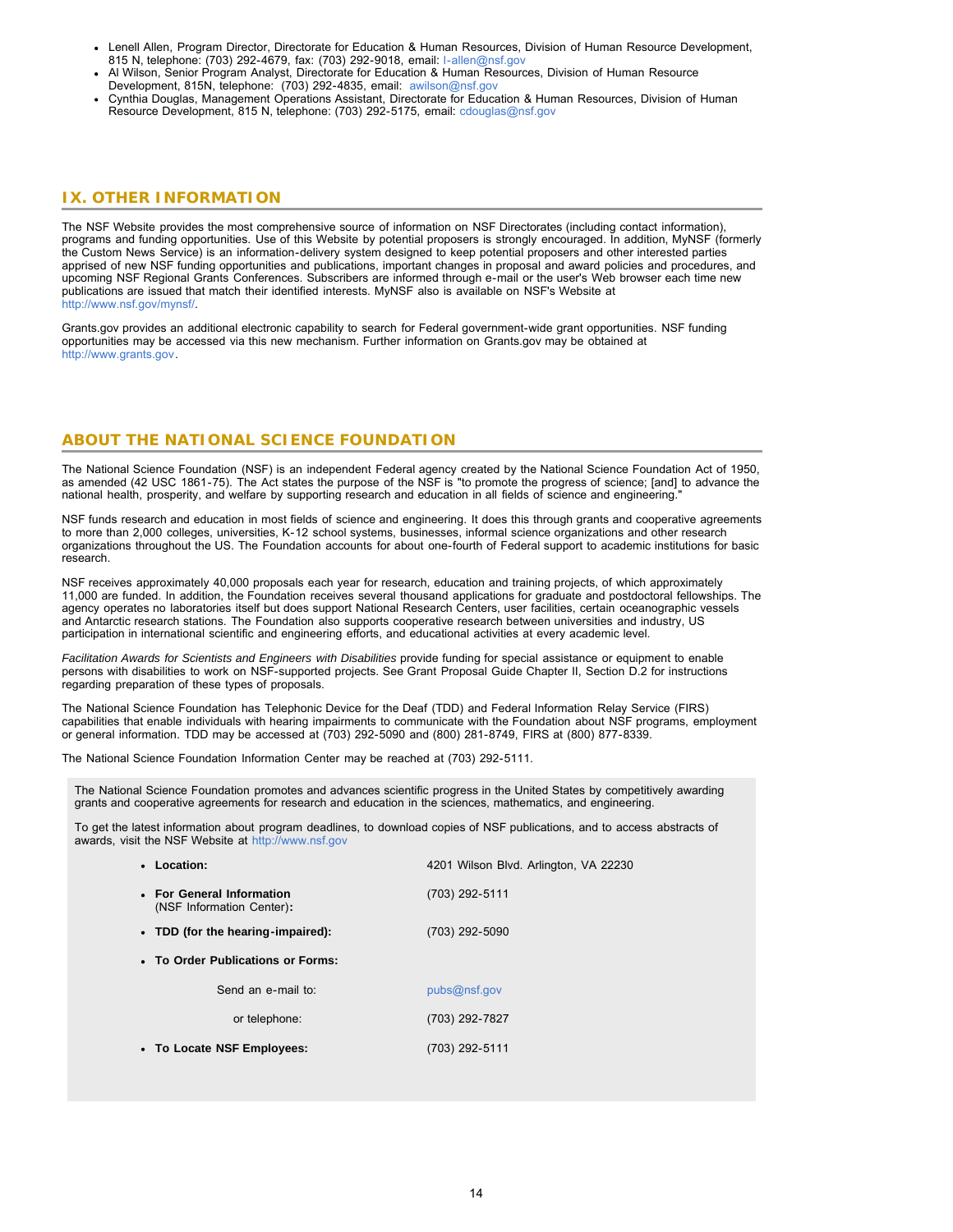- Lenell Allen, Program Director, Directorate for Education & Human Resources, Division of Human Resource Development, 815 N, telephone: (703) 292-4679, fax: (703) 292-9018, email: l-allen@nsf.gov
- Al Wilson, Senior Program Analyst, Directorate for Education & Human Resources, Division of Human Resource Development, 815N, telephone: (703) 292-4835, email: awilson@nsf.gov
- Cynthia Douglas, Management Operations Assistant, Directorate for Education & Human Resources, Division of Human Resource Development, 815 N, telephone: (703) 292-5175, email: cdouglas@nsf.gov

## IX. OTHER INFORMATION

The NSF Website provides the most comprehensive source of information on NSF Directorates (including contact information), programs and funding opportunities. Use of this Website by potential proposers is strongly encouraged. In addition, MyNSF (formerly the Custom News Service) is an information-delivery system designed to keep potential proposers and other interested parties apprised of new NSF funding opportunities and publications, important changes in proposal and award policies and procedures, and upcoming NSF Regional Grants Conferences. Subscribers are informed through e-mail or the user's Web browser each time new publications are issued that match their identified interests. MyNSF also is available on NSF's Website at http://www.nsf.gov/mynsf/.

Grants.gov provides an additional electronic capability to search for Federal government-wide grant opportunities. NSF funding opportunities may be accessed via this new mechanism. Further information on Grants.gov may be obtained at http://www.grants.gov.

## ABOUT THE NATIONAL SCIENCE FOUNDATION

The National Science Foundation (NSF) is an independent Federal agency created by the National Science Foundation Act of 1950, as amended (42 USC 1861-75). The Act states the purpose of the NSF is "to promote the progress of science; [and] to advance the national health, prosperity, and welfare by supporting research and education in all fields of science and engineering."

NSF funds research and education in most fields of science and engineering. It does this through grants and cooperative agreements to more than 2,000 colleges, universities, K-12 school systems, businesses, informal science organizations and other research organizations throughout the US. The Foundation accounts for about one-fourth of Federal support to academic institutions for basic research.

NSF receives approximately 40,000 proposals each year for research, education and training projects, of which approximately 11,000 are funded. In addition, the Foundation receives several thousand applications for graduate and postdoctoral fellowships. The agency operates no laboratories itself but does support National Research Centers, user facilities, certain oceanographic vessels and Antarctic research stations. The Foundation also supports cooperative research between universities and industry, US participation in international scientific and engineering efforts, and educational activities at every academic level.

*Facilitation Awards for Scientists and Engineers with Disabilities* provide funding for special assistance or equipment to enable persons with disabilities to work on NSF-supported projects. See Grant Proposal Guide Chapter II, Section D.2 for instructions regarding preparation of these types of proposals.

The National Science Foundation has Telephonic Device for the Deaf (TDD) and Federal Information Relay Service (FIRS) capabilities that enable individuals with hearing impairments to communicate with the Foundation about NSF programs, employment or general information. TDD may be accessed at (703) 292-5090 and (800) 281-8749, FIRS at (800) 877-8339.

The National Science Foundation Information Center may be reached at (703) 292-5111.

The National Science Foundation promotes and advances scientific progress in the United States by competitively awarding grants and cooperative agreements for research and education in the sciences, mathematics, and engineering.

To get the latest information about program deadlines, to download copies of NSF publications, and to access abstracts of awards, visit the NSF Website at http://www.nsf.gov

- **Location:** 4201 Wilson Blvd. Arlington, VA 22230
- **For General Information** (NSF Information Center)**:** (703) 292-5111
- **TDD (for the hearing-impaired):** (703) 292-5090
- **To Order Publications or Forms:**
  - Send an e-mail to: pubs@nsf.gov
  - or telephone: (703) 292-7827
- **To Locate NSF Employees:** (703) 292-5111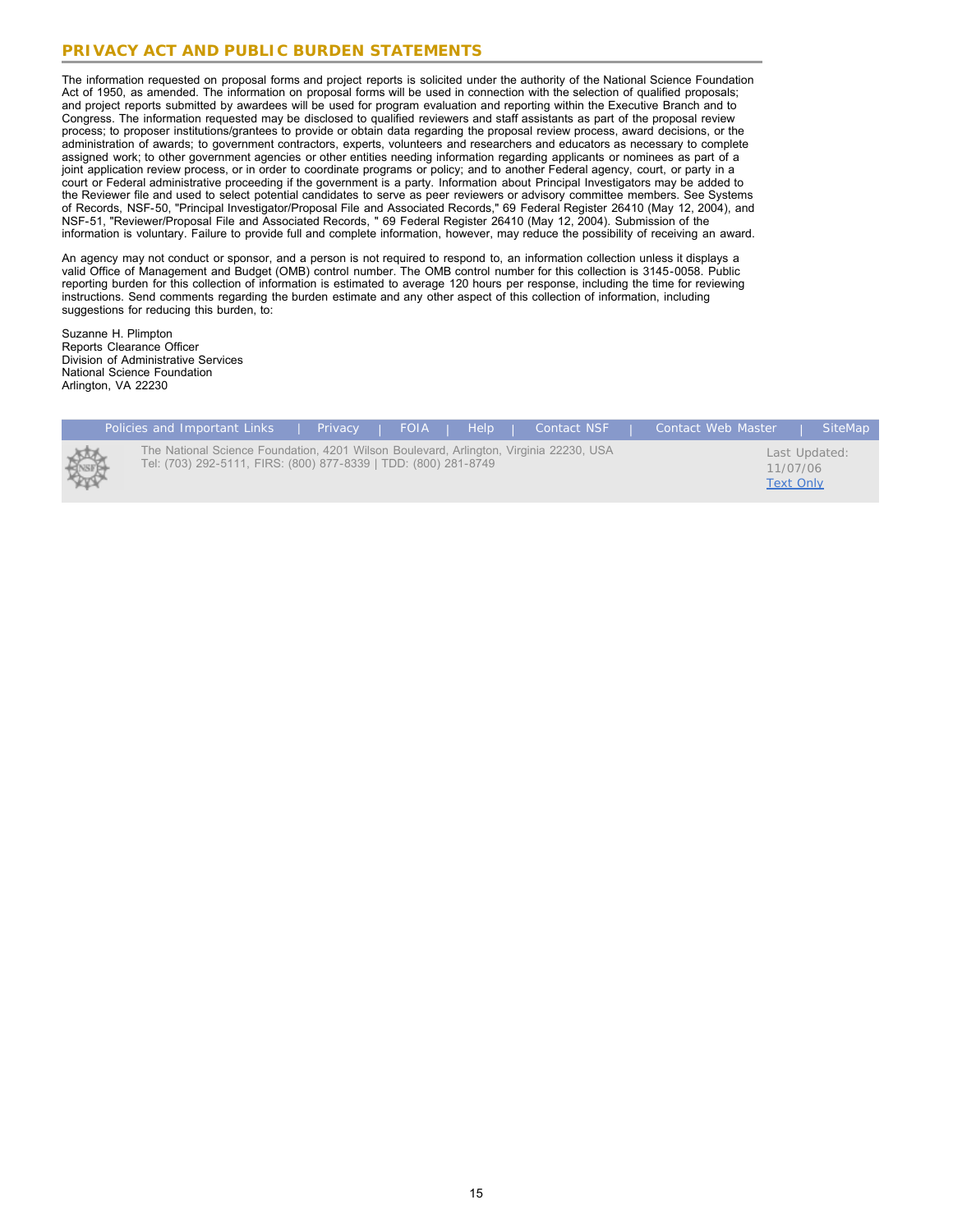## PRIVACY ACT AND PUBLIC BURDEN STATEMENTS

The information requested on proposal forms and project reports is solicited under the authority of the National Science Foundation Act of 1950, as amended. The information on proposal forms will be used in connection with the selection of qualified proposals; and project reports submitted by awardees will be used for program evaluation and reporting within the Executive Branch and to Congress. The information requested may be disclosed to qualified reviewers and staff assistants as part of the proposal review process; to proposer institutions/grantees to provide or obtain data regarding the proposal review process, award decisions, or the administration of awards; to government contractors, experts, volunteers and researchers and educators as necessary to complete assigned work; to other government agencies or other entities needing information regarding applicants or nominees as part of a joint application review process, or in order to coordinate programs or policy; and to another Federal agency, court, or party in a court or Federal administrative proceeding if the government is a party. Information about Principal Investigators may be added to the Reviewer file and used to select potential candidates to serve as peer reviewers or advisory committee members. See Systems of Records, NSF-50, "Principal Investigator/Proposal File and Associated Records," 69 Federal Register 26410 (May 12, 2004), and NSF-51, "Reviewer/Proposal File and Associated Records, " 69 Federal Register 26410 (May 12, 2004). Submission of the information is voluntary. Failure to provide full and complete information, however, may reduce the possibility of receiving an award.

An agency may not conduct or sponsor, and a person is not required to respond to, an information collection unless it displays a valid Office of Management and Budget (OMB) control number. The OMB control number for this collection is 3145-0058. Public reporting burden for this collection of information is estimated to average 120 hours per response, including the time for reviewing instructions. Send comments regarding the burden estimate and any other aspect of this collection of information, including suggestions for reducing this burden, to:

Suzanne H. Plimpton
Reports Clearance Officer
Division of Administrative Services
National Science Foundation
Arlington, VA 22230

Policies and Important Links | Privacy | FOIA | Help | Contact NSF | Contact Web Master | SiteMap

The National Science Foundation, 4201 Wilson Boulevard, Arlington, Virginia 22230, USA
Tel: (703) 292-5111, FIRS: (800) 877-8339 | TDD: (800) 281-8749

Last Updated: 11/07/06
Text Only